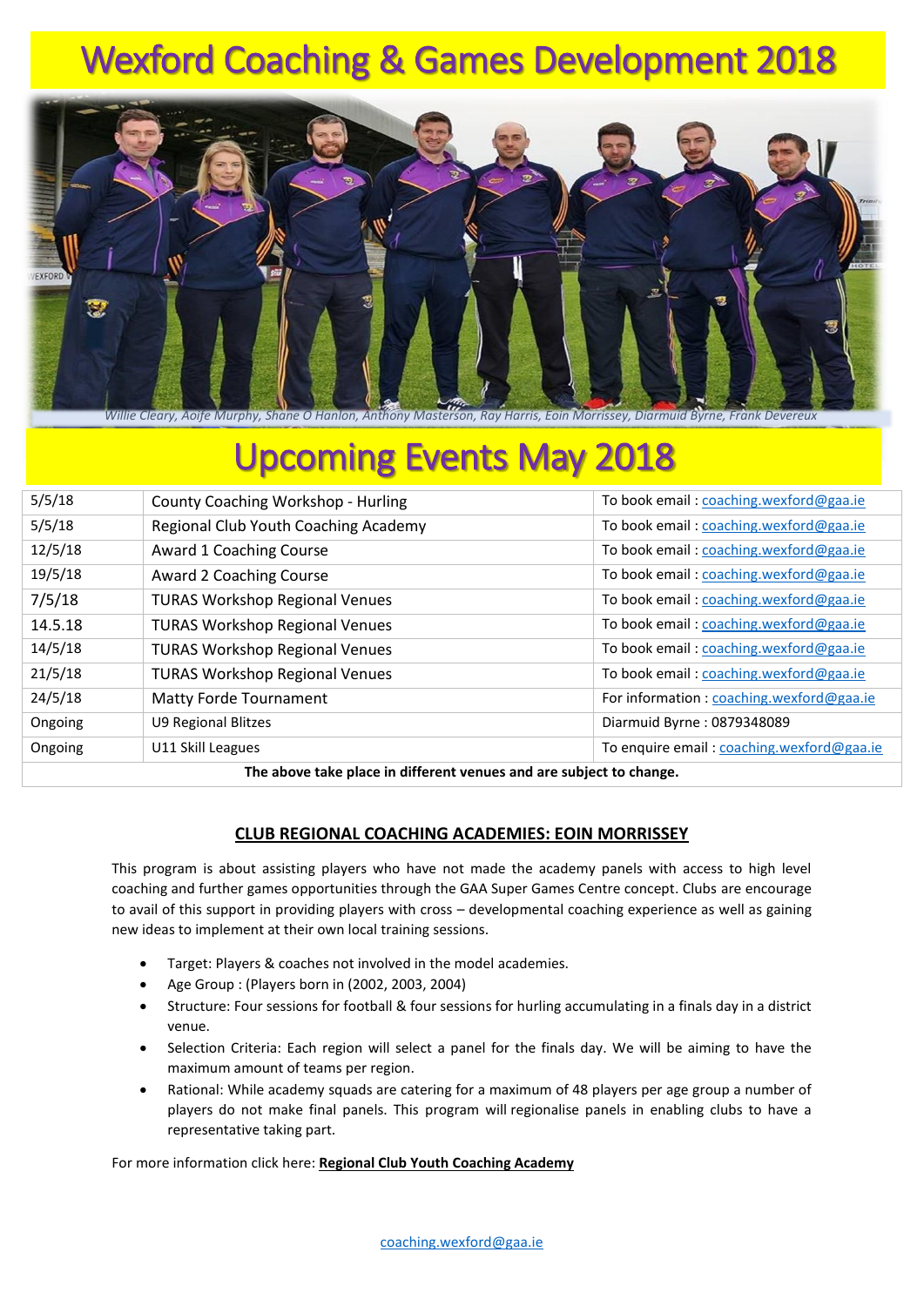# Wexford Coaching & Games Development 2018

*Willie Cleary, Aoife Murphy, Shane O Hanlon, Anthony Masterson, Ray Harris, Eoin Morrissey, Diarmuid Byrne, Frank Devereux*

# Upcoming Events May 2018

| | | |
|---|---|---|
| 5/5/18 | County Coaching Workshop - Hurling | To book email : coaching.wexford@gaa.ie |
| 5/5/18 | Regional Club Youth Coaching Academy | To book email : coaching.wexford@gaa.ie |
| 12/5/18 | Award 1 Coaching Course | To book email : coaching.wexford@gaa.ie |
| 19/5/18 | Award 2 Coaching Course | To book email : coaching.wexford@gaa.ie |
| 7/5/18 | TURAS Workshop Regional Venues | To book email : coaching.wexford@gaa.ie |
| 14.5.18 | TURAS Workshop Regional Venues | To book email : coaching.wexford@gaa.ie |
| 14/5/18 | TURAS Workshop Regional Venues | To book email : coaching.wexford@gaa.ie |
| 21/5/18 | TURAS Workshop Regional Venues | To book email : coaching.wexford@gaa.ie |
| 24/5/18 | Matty Forde Tournament | For information : coaching.wexford@gaa.ie |
| Ongoing | U9 Regional Blitzes | Diarmuid Byrne : 0879348089 |
| Ongoing | U11 Skill Leagues | To enquire email : coaching.wexford@gaa.ie |

**The above take place in different venues and are subject to change.**

## CLUB REGIONAL COACHING ACADEMIES: EOIN MORRISSEY

This program is about assisting players who have not made the academy panels with access to high level coaching and further games opportunities through the GAA Super Games Centre concept. Clubs are encourage to avail of this support in providing players with cross – developmental coaching experience as well as gaining new ideas to implement at their own local training sessions.

- Target: Players & coaches not involved in the model academies.
- Age Group : (Players born in (2002, 2003, 2004)
- Structure: Four sessions for football & four sessions for hurling accumulating in a finals day in a district venue.
- Selection Criteria: Each region will select a panel for the finals day. We will be aiming to have the maximum amount of teams per region.
- Rational: While academy squads are catering for a maximum of 48 players per age group a number of players do not make final panels. This program will regionalise panels in enabling clubs to have a representative taking part.

For more information click here: **Regional Club Youth Coaching Academy**

coaching.wexford@gaa.ie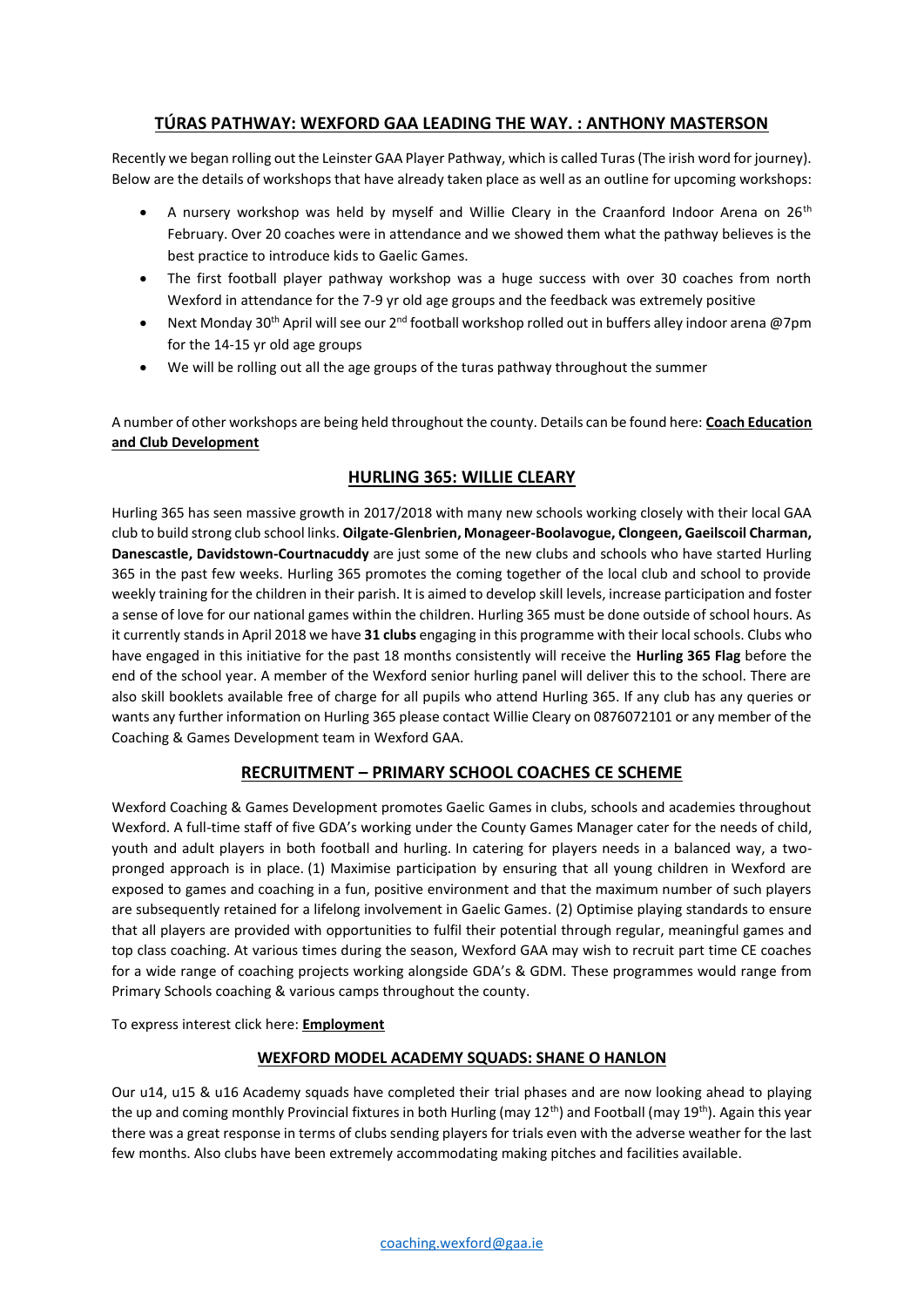## TÚRAS PATHWAY: WEXFORD GAA LEADING THE WAY. : ANTHONY MASTERSON

Recently we began rolling out the Leinster GAA Player Pathway, which is called Turas (The irish word for journey). Below are the details of workshops that have already taken place as well as an outline for upcoming workshops:

- A nursery workshop was held by myself and Willie Cleary in the Craanford Indoor Arena on 26th February. Over 20 coaches were in attendance and we showed them what the pathway believes is the best practice to introduce kids to Gaelic Games.
- The first football player pathway workshop was a huge success with over 30 coaches from north Wexford in attendance for the 7-9 yr old age groups and the feedback was extremely positive
- Next Monday 30th April will see our 2nd football workshop rolled out in buffers alley indoor arena @7pm for the 14-15 yr old age groups
- We will be rolling out all the age groups of the turas pathway throughout the summer

A number of other workshops are being held throughout the county. Details can be found here: **Coach Education and Club Development**

## HURLING 365: WILLIE CLEARY

Hurling 365 has seen massive growth in 2017/2018 with many new schools working closely with their local GAA club to build strong club school links. **Oilgate-Glenbrien, Monageer-Boolavogue, Clongeen, Gaeilscoil Charman, Danescastle, Davidstown-Courtnacuddy** are just some of the new clubs and schools who have started Hurling 365 in the past few weeks. Hurling 365 promotes the coming together of the local club and school to provide weekly training for the children in their parish. It is aimed to develop skill levels, increase participation and foster a sense of love for our national games within the children. Hurling 365 must be done outside of school hours. As it currently stands in April 2018 we have **31 clubs** engaging in this programme with their local schools. Clubs who have engaged in this initiative for the past 18 months consistently will receive the **Hurling 365 Flag** before the end of the school year. A member of the Wexford senior hurling panel will deliver this to the school. There are also skill booklets available free of charge for all pupils who attend Hurling 365. If any club has any queries or wants any further information on Hurling 365 please contact Willie Cleary on 0876072101 or any member of the Coaching & Games Development team in Wexford GAA.

## RECRUITMENT – PRIMARY SCHOOL COACHES CE SCHEME

Wexford Coaching & Games Development promotes Gaelic Games in clubs, schools and academies throughout Wexford. A full-time staff of five GDA's working under the County Games Manager cater for the needs of child, youth and adult players in both football and hurling. In catering for players needs in a balanced way, a two-pronged approach is in place. (1) Maximise participation by ensuring that all young children in Wexford are exposed to games and coaching in a fun, positive environment and that the maximum number of such players are subsequently retained for a lifelong involvement in Gaelic Games. (2) Optimise playing standards to ensure that all players are provided with opportunities to fulfil their potential through regular, meaningful games and top class coaching. At various times during the season, Wexford GAA may wish to recruit part time CE coaches for a wide range of coaching projects working alongside GDA's & GDM. These programmes would range from Primary Schools coaching & various camps throughout the county.

To express interest click here: **Employment**

### WEXFORD MODEL ACADEMY SQUADS: SHANE O HANLON

Our u14, u15 & u16 Academy squads have completed their trial phases and are now looking ahead to playing the up and coming monthly Provincial fixtures in both Hurling (may 12th) and Football (may 19th). Again this year there was a great response in terms of clubs sending players for trials even with the adverse weather for the last few months. Also clubs have been extremely accommodating making pitches and facilities available.

coaching.wexford@gaa.ie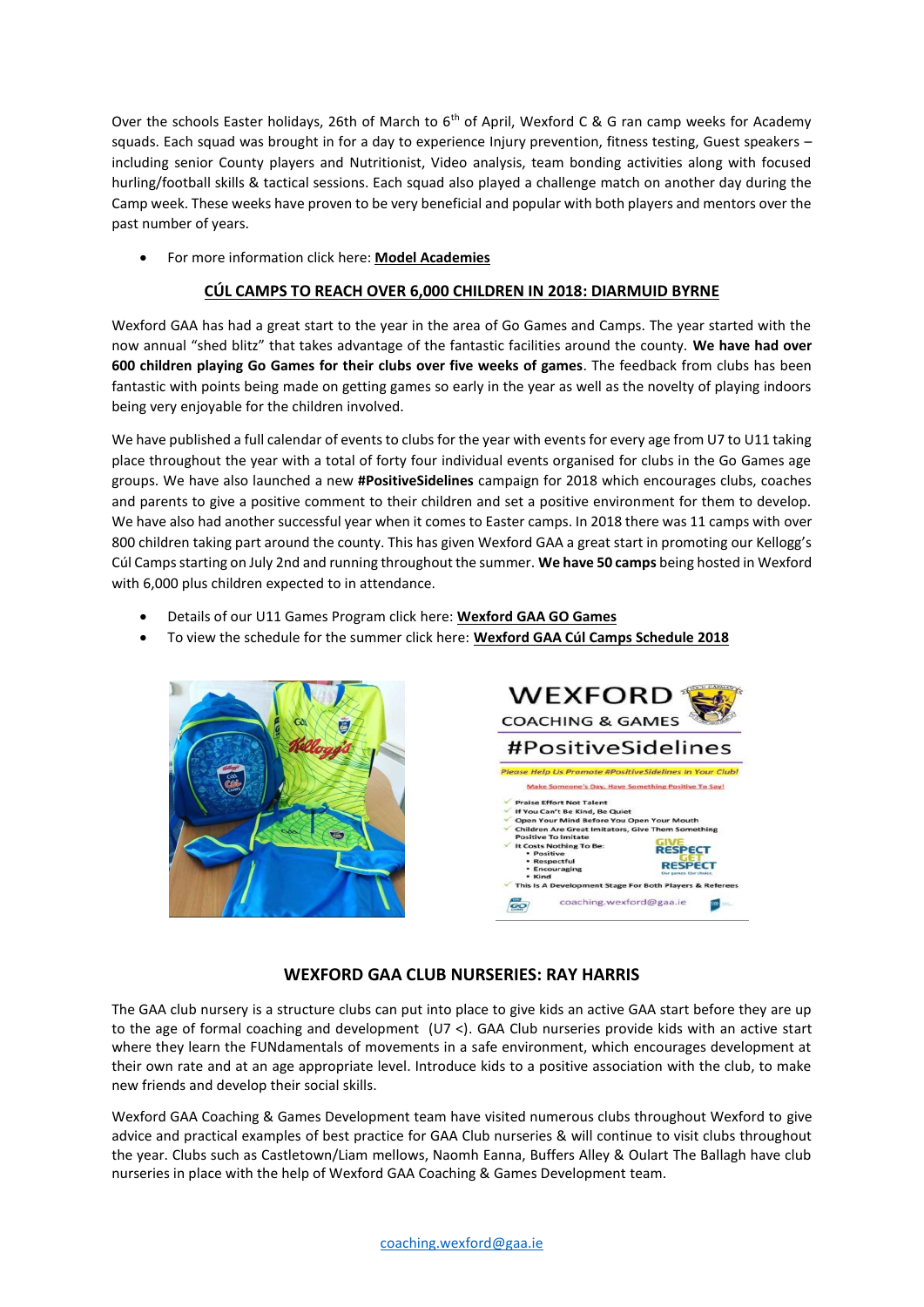Over the schools Easter holidays, 26th of March to 6th of April, Wexford C & G ran camp weeks for Academy squads. Each squad was brought in for a day to experience Injury prevention, fitness testing, Guest speakers – including senior County players and Nutritionist, Video analysis, team bonding activities along with focused hurling/football skills & tactical sessions. Each squad also played a challenge match on another day during the Camp week. These weeks have proven to be very beneficial and popular with both players and mentors over the past number of years.

- For more information click here: **Model Academies**

## CÚL CAMPS TO REACH OVER 6,000 CHILDREN IN 2018: DIARMUID BYRNE

Wexford GAA has had a great start to the year in the area of Go Games and Camps. The year started with the now annual "shed blitz" that takes advantage of the fantastic facilities around the county. **We have had over 600 children playing Go Games for their clubs over five weeks of games**. The feedback from clubs has been fantastic with points being made on getting games so early in the year as well as the novelty of playing indoors being very enjoyable for the children involved.

We have published a full calendar of events to clubs for the year with events for every age from U7 to U11 taking place throughout the year with a total of forty four individual events organised for clubs in the Go Games age groups. We have also launched a new **#PositiveSidelines** campaign for 2018 which encourages clubs, coaches and parents to give a positive comment to their children and set a positive environment for them to develop. We have also had another successful year when it comes to Easter camps. In 2018 there was 11 camps with over 800 children taking part around the county. This has given Wexford GAA a great start in promoting our Kellogg's Cúl Camps starting on July 2nd and running throughout the summer. **We have 50 camps** being hosted in Wexford with 6,000 plus children expected to in attendance.

- Details of our U11 Games Program click here: **Wexford GAA GO Games**
- To view the schedule for the summer click here: **Wexford GAA Cúl Camps Schedule 2018**

## WEXFORD GAA CLUB NURSERIES: RAY HARRIS

The GAA club nursery is a structure clubs can put into place to give kids an active GAA start before they are up to the age of formal coaching and development (U7 <). GAA Club nurseries provide kids with an active start where they learn the FUNdamentals of movements in a safe environment, which encourages development at their own rate and at an age appropriate level. Introduce kids to a positive association with the club, to make new friends and develop their social skills.

Wexford GAA Coaching & Games Development team have visited numerous clubs throughout Wexford to give advice and practical examples of best practice for GAA Club nurseries & will continue to visit clubs throughout the year. Clubs such as Castletown/Liam mellows, Naomh Eanna, Buffers Alley & Oulart The Ballagh have club nurseries in place with the help of Wexford GAA Coaching & Games Development team.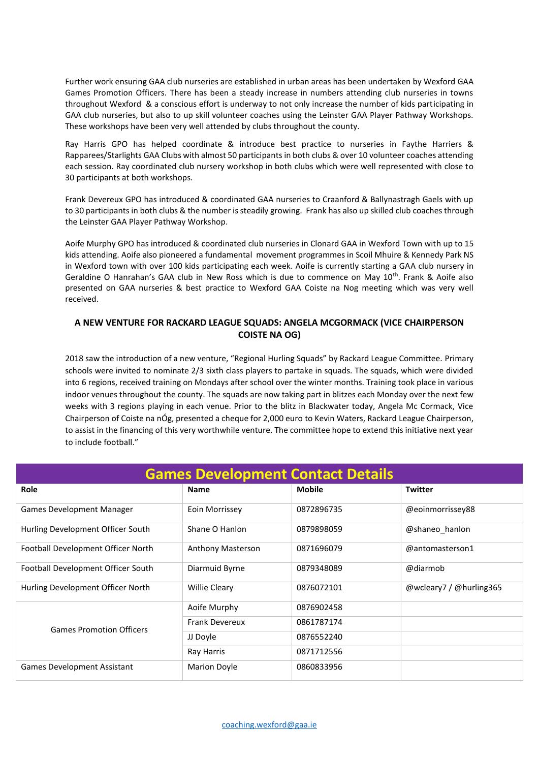Further work ensuring GAA club nurseries are established in urban areas has been undertaken by Wexford GAA Games Promotion Officers. There has been a steady increase in numbers attending club nurseries in towns throughout Wexford & a conscious effort is underway to not only increase the number of kids participating in GAA club nurseries, but also to up skill volunteer coaches using the Leinster GAA Player Pathway Workshops. These workshops have been very well attended by clubs throughout the county.

Ray Harris GPO has helped coordinate & introduce best practice to nurseries in Faythe Harriers & Rapparees/Starlights GAA Clubs with almost 50 participants in both clubs & over 10 volunteer coaches attending each session. Ray coordinated club nursery workshop in both clubs which were well represented with close to 30 participants at both workshops.

Frank Devereux GPO has introduced & coordinated GAA nurseries to Craanford & Ballynastragh Gaels with up to 30 participants in both clubs & the number is steadily growing. Frank has also up skilled club coaches through the Leinster GAA Player Pathway Workshop.

Aoife Murphy GPO has introduced & coordinated club nurseries in Clonard GAA in Wexford Town with up to 15 kids attending. Aoife also pioneered a fundamental movement programmes in Scoil Mhuire & Kennedy Park NS in Wexford town with over 100 kids participating each week. Aoife is currently starting a GAA club nursery in Geraldine O Hanrahan's GAA club in New Ross which is due to commence on May 10th. Frank & Aoife also presented on GAA nurseries & best practice to Wexford GAA Coiste na Nog meeting which was very well received.

### A NEW VENTURE FOR RACKARD LEAGUE SQUADS: ANGELA MCGORMACK (VICE CHAIRPERSON COISTE NA OG)

2018 saw the introduction of a new venture, "Regional Hurling Squads" by Rackard League Committee. Primary schools were invited to nominate 2/3 sixth class players to partake in squads. The squads, which were divided into 6 regions, received training on Mondays after school over the winter months. Training took place in various indoor venues throughout the county. The squads are now taking part in blitzes each Monday over the next few weeks with 3 regions playing in each venue. Prior to the blitz in Blackwater today, Angela Mc Cormack, Vice Chairperson of Coiste na nÓg, presented a cheque for 2,000 euro to Kevin Waters, Rackard League Chairperson, to assist in the financing of this very worthwhile venture. The committee hope to extend this initiative next year to include football."

## Games Development Contact Details

| Role | Name | Mobile | Twitter |
|---|---|---|---|
| Games Development Manager | Eoin Morrissey | 0872896735 | @eoinmorrissey88 |
| Hurling Development Officer South | Shane O Hanlon | 0879898059 | @shaneo_hanlon |
| Football Development Officer North | Anthony Masterson | 0871696079 | @antomasterson1 |
| Football Development Officer South | Diarmuid Byrne | 0879348089 | @diarmob |
| Hurling Development Officer North | Willie Cleary | 0876072101 | @wcleary7 / @hurling365 |
| Games Promotion Officers | Aoife Murphy | 0876902458 | |
| | Frank Devereux | 0861787174 | |
| | JJ Doyle | 0876552240 | |
| | Ray Harris | 0871712556 | |
| Games Development Assistant | Marion Doyle | 0860833956 | |

coaching.wexford@gaa.ie